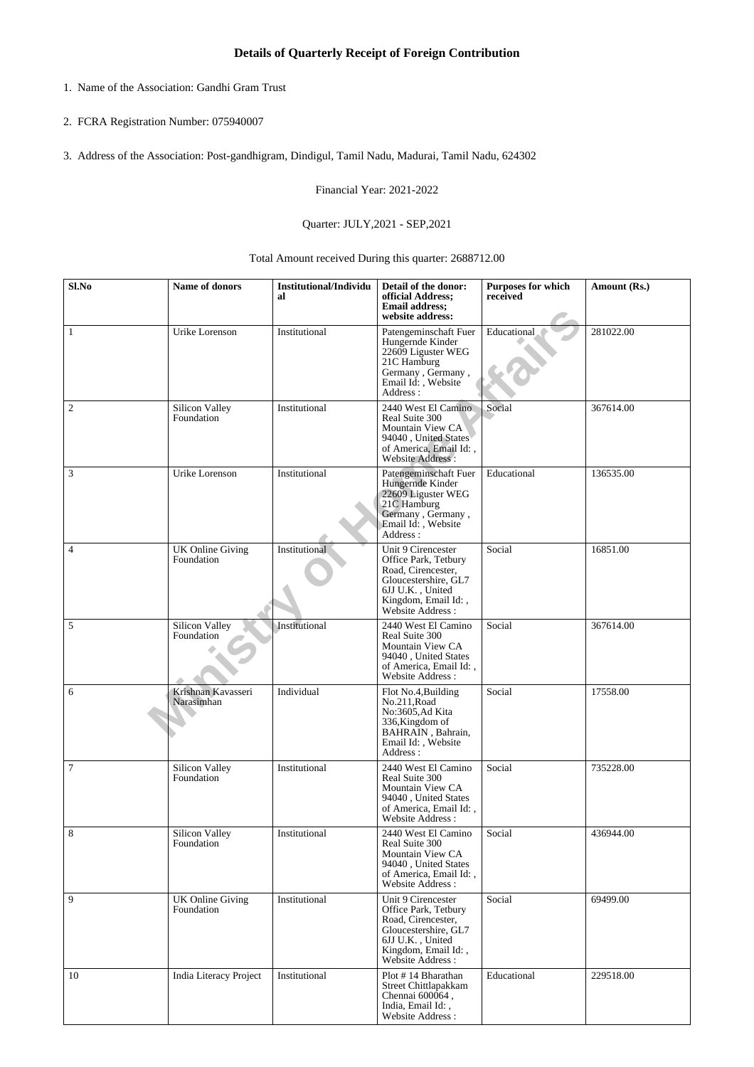# Details of Quarterly Receipt of Foreign Contribution

1. Name of the Association: Gandhi Gram Trust

2. FCRA Registration Number: 075940007

3. Address of the Association: Post-gandhigram, Dindigul, Tamil Nadu, Madurai, Tamil Nadu, 624302

Financial Year: 2021-2022

Quarter: JULY,2021 - SEP,2021

Total Amount received During this quarter: 2688712.00

| Sl.No | Name of donors | Institutional/Individual | Detail of the donor: official Address; Email address; website address: | Purposes for which received | Amount (Rs.) |
|---|---|---|---|---|---|
| 1 | Urike Lorenson | Institutional | Patengeminschaft Fuer Hungernde Kinder 22609 Liguster WEG 21C Hamburg Germany , Germany , Email Id: , Website Address : | Educational | 281022.00 |
| 2 | Silicon Valley Foundation | Institutional | 2440 West El Camino Real Suite 300 Mountain View CA 94040 , United States of America, Email Id: , Website Address : | Social | 367614.00 |
| 3 | Urike Lorenson | Institutional | Patengeminschaft Fuer Hungernde Kinder 22609 Liguster WEG 21C Hamburg Germany , Germany , Email Id: , Website Address : | Educational | 136535.00 |
| 4 | UK Online Giving Foundation | Institutional | Unit 9 Cirencester Office Park, Tetbury Road, Cirencester, Gloucestershire, GL7 6JJ U.K. , United Kingdom, Email Id: , Website Address : | Social | 16851.00 |
| 5 | Silicon Valley Foundation | Institutional | 2440 West El Camino Real Suite 300 Mountain View CA 94040 , United States of America, Email Id: , Website Address : | Social | 367614.00 |
| 6 | Krishnan Kavasseri Narasimhan | Individual | Flot No.4,Building No.211,Road No:3605,Ad Kita 336,Kingdom of BAHRAIN , Bahrain, Email Id: , Website Address : | Social | 17558.00 |
| 7 | Silicon Valley Foundation | Institutional | 2440 West El Camino Real Suite 300 Mountain View CA 94040 , United States of America, Email Id: , Website Address : | Social | 735228.00 |
| 8 | Silicon Valley Foundation | Institutional | 2440 West El Camino Real Suite 300 Mountain View CA 94040 , United States of America, Email Id: , Website Address : | Social | 436944.00 |
| 9 | UK Online Giving Foundation | Institutional | Unit 9 Cirencester Office Park, Tetbury Road, Cirencester, Gloucestershire, GL7 6JJ U.K. , United Kingdom, Email Id: , Website Address : | Social | 69499.00 |
| 10 | India Literacy Project | Institutional | Plot # 14 Bharathan Street Chittlapakkam Chennai 600064 , India, Email Id: , Website Address : | Educational | 229518.00 |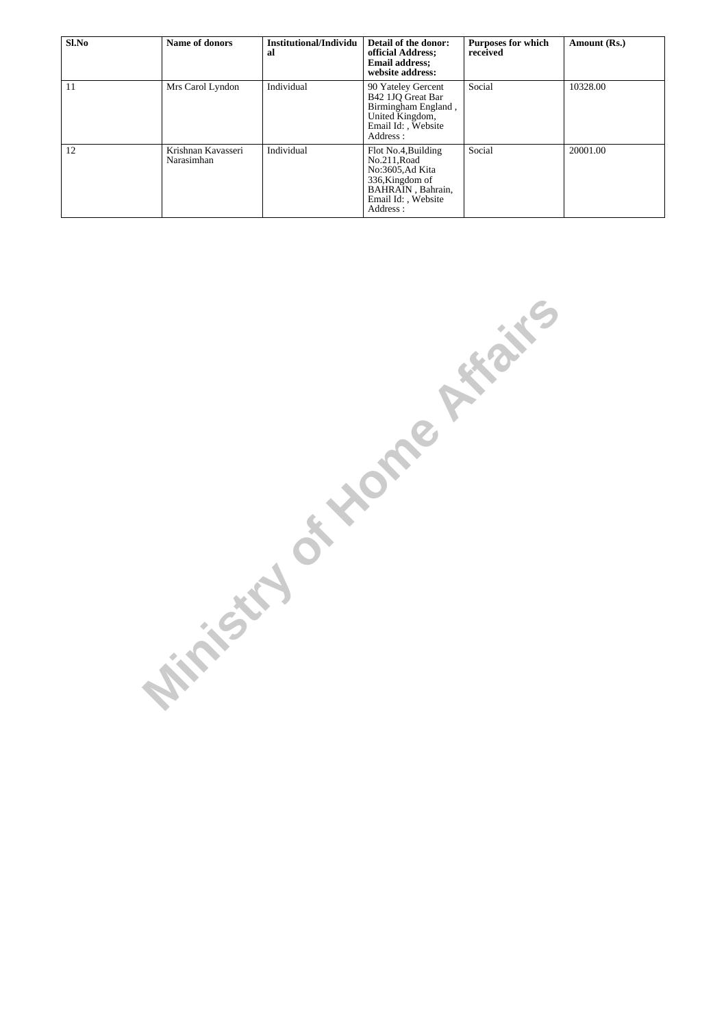| Sl.No | Name of donors | Institutional/Individual | Detail of the donor: official Address; Email address; website address: | Purposes for which received | Amount (Rs.) |
|---|---|---|---|---|---|
| 11 | Mrs Carol Lyndon | Individual | 90 Yateley Gercent B42 1JQ Great Bar Birmingham England , United Kingdom, Email Id: , Website Address : | Social | 10328.00 |
| 12 | Krishnan Kavasseri Narasimhan | Individual | Flot No.4,Building No.211,Road No:3605,Ad Kita 336,Kingdom of BAHRAIN , Bahrain, Email Id: , Website Address : | Social | 20001.00 |